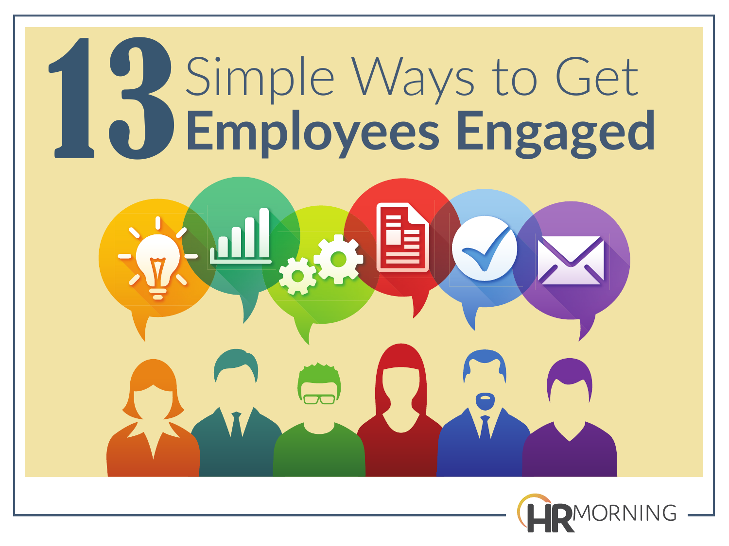# 13 Simple Ways to Get Employees Engaged

HRMORNING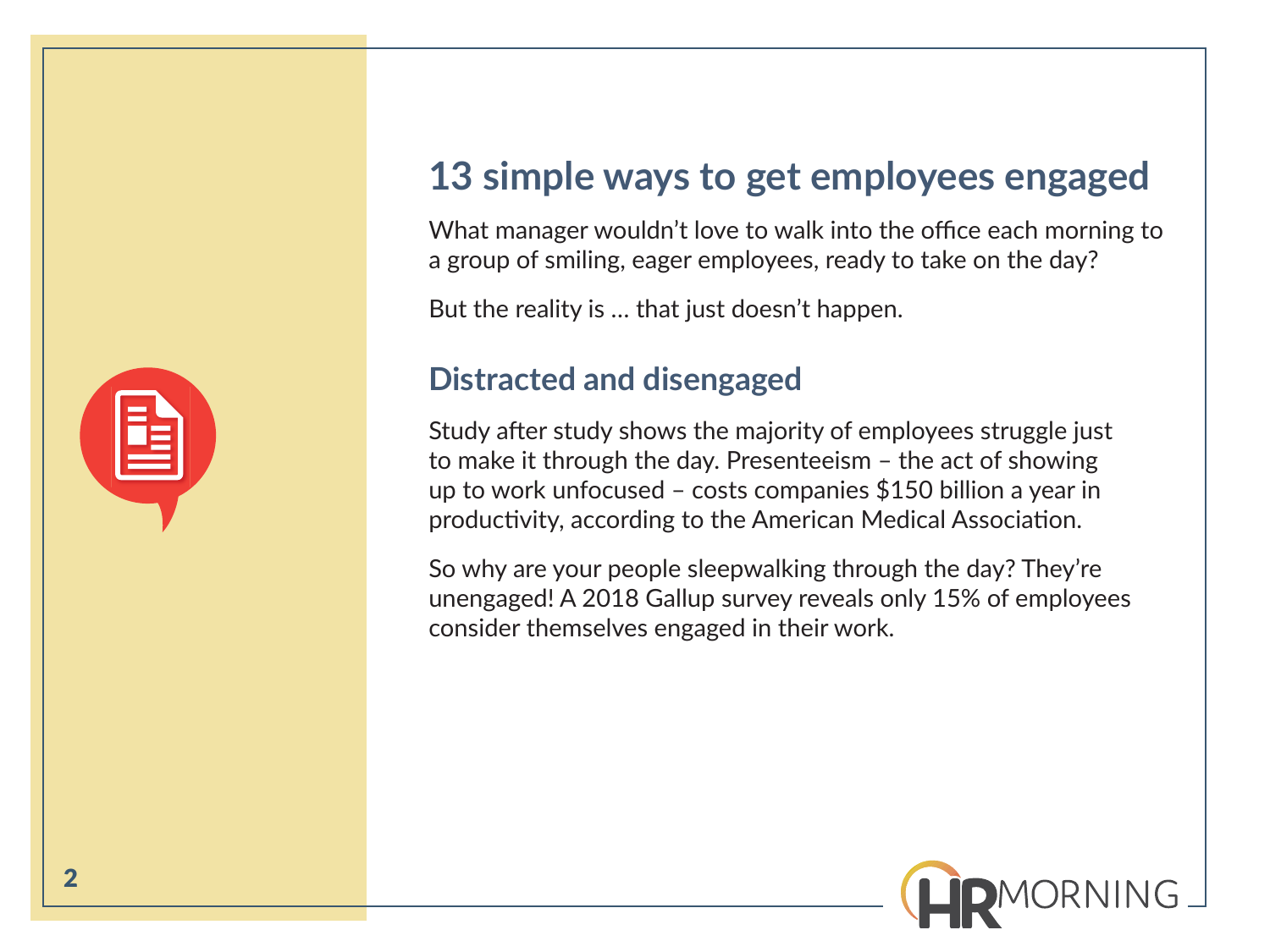## 13 simple ways to get employees engaged

What manager wouldn't love to walk into the office each morning to a group of smiling, eager employees, ready to take on the day?

But the reality is … that just doesn't happen.

### Distracted and disengaged

Study after study shows the majority of employees struggle just to make it through the day. Presenteeism – the act of showing up to work unfocused – costs companies $150 billion a year in productivity, according to the American Medical Association.

So why are your people sleepwalking through the day? They're unengaged! A 2018 Gallup survey reveals only 15% of employees consider themselves engaged in their work.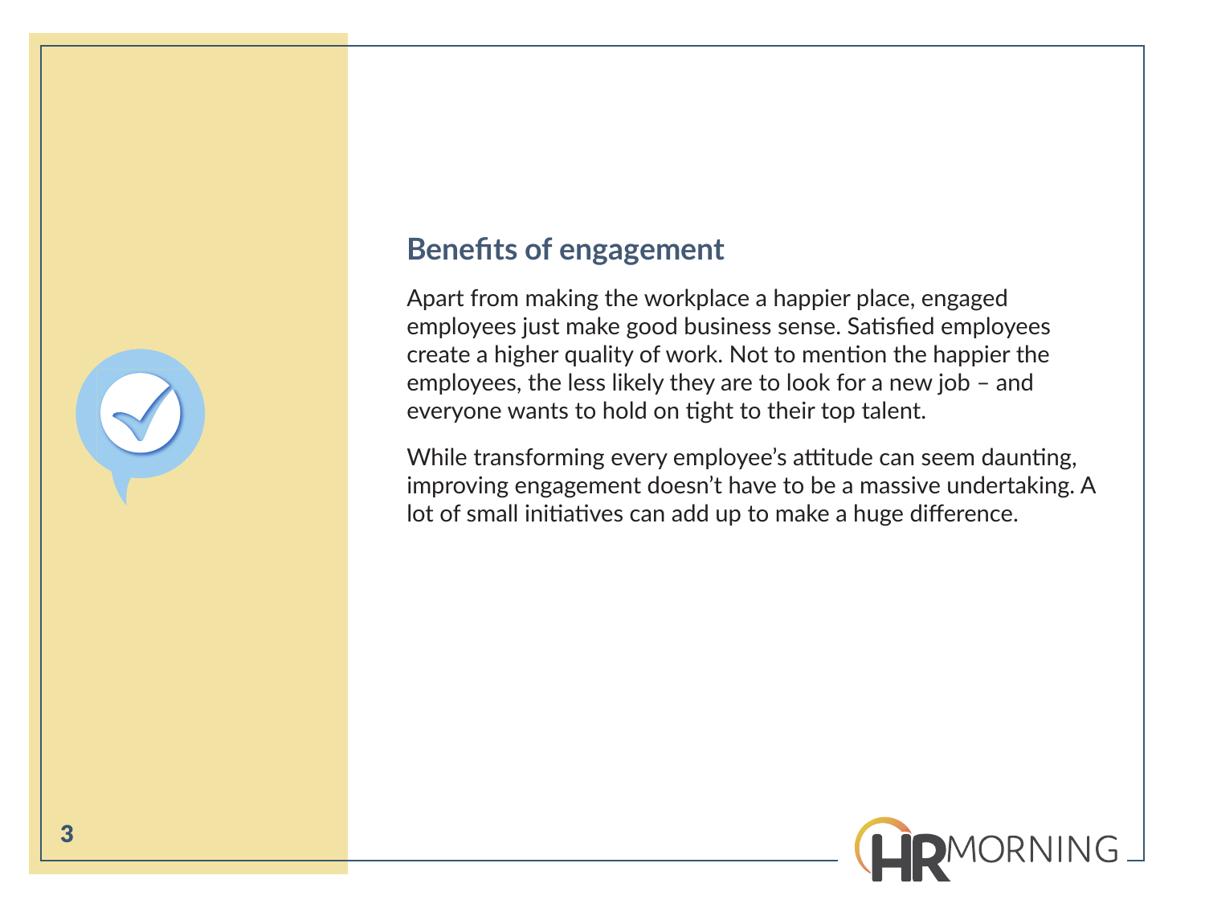## Benefits of engagement

Apart from making the workplace a happier place, engaged employees just make good business sense. Satisfied employees create a higher quality of work. Not to mention the happier the employees, the less likely they are to look for a new job – and everyone wants to hold on tight to their top talent.

While transforming every employee's attitude can seem daunting, improving engagement doesn't have to be a massive undertaking. A lot of small initiatives can add up to make a huge difference.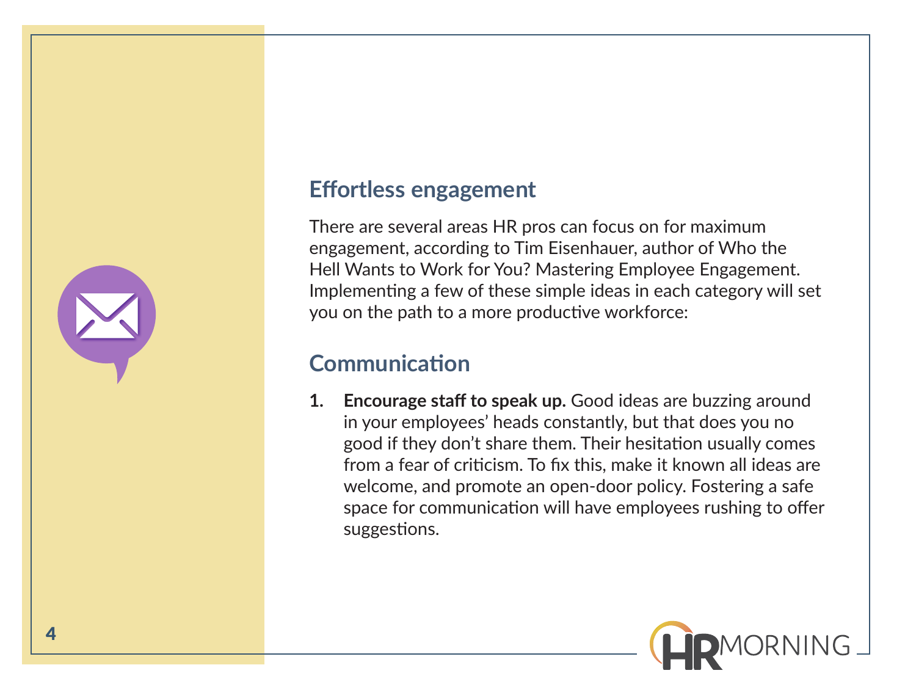## Effortless engagement

There are several areas HR pros can focus on for maximum engagement, according to Tim Eisenhauer, author of Who the Hell Wants to Work for You? Mastering Employee Engagement. Implementing a few of these simple ideas in each category will set you on the path to a more productive workforce:

## Communication

1. **Encourage staff to speak up.** Good ideas are buzzing around in your employees' heads constantly, but that does you no good if they don't share them. Their hesitation usually comes from a fear of criticism. To fix this, make it known all ideas are welcome, and promote an open-door policy. Fostering a safe space for communication will have employees rushing to offer suggestions.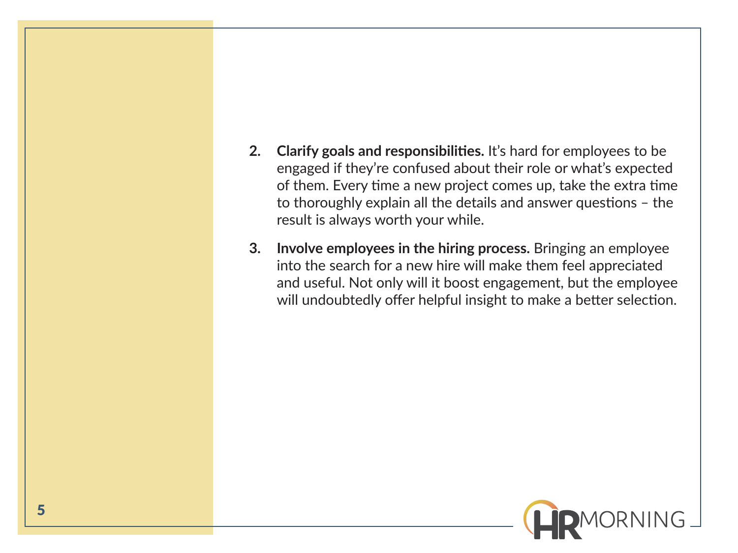2. **Clarify goals and responsibilities.** It's hard for employees to be engaged if they're confused about their role or what's expected of them. Every time a new project comes up, take the extra time to thoroughly explain all the details and answer questions – the result is always worth your while.

3. **Involve employees in the hiring process.** Bringing an employee into the search for a new hire will make them feel appreciated and useful. Not only will it boost engagement, but the employee will undoubtedly offer helpful insight to make a better selection.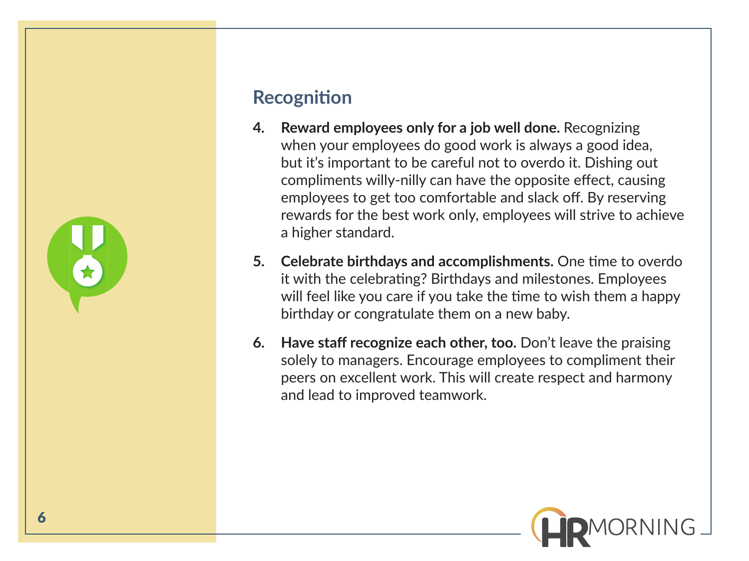## Recognition

4. **Reward employees only for a job well done.** Recognizing when your employees do good work is always a good idea, but it's important to be careful not to overdo it. Dishing out compliments willy-nilly can have the opposite effect, causing employees to get too comfortable and slack off. By reserving rewards for the best work only, employees will strive to achieve a higher standard.

5. **Celebrate birthdays and accomplishments.** One time to overdo it with the celebrating? Birthdays and milestones. Employees will feel like you care if you take the time to wish them a happy birthday or congratulate them on a new baby.

6. **Have staff recognize each other, too.** Don't leave the praising solely to managers. Encourage employees to compliment their peers on excellent work. This will create respect and harmony and lead to improved teamwork.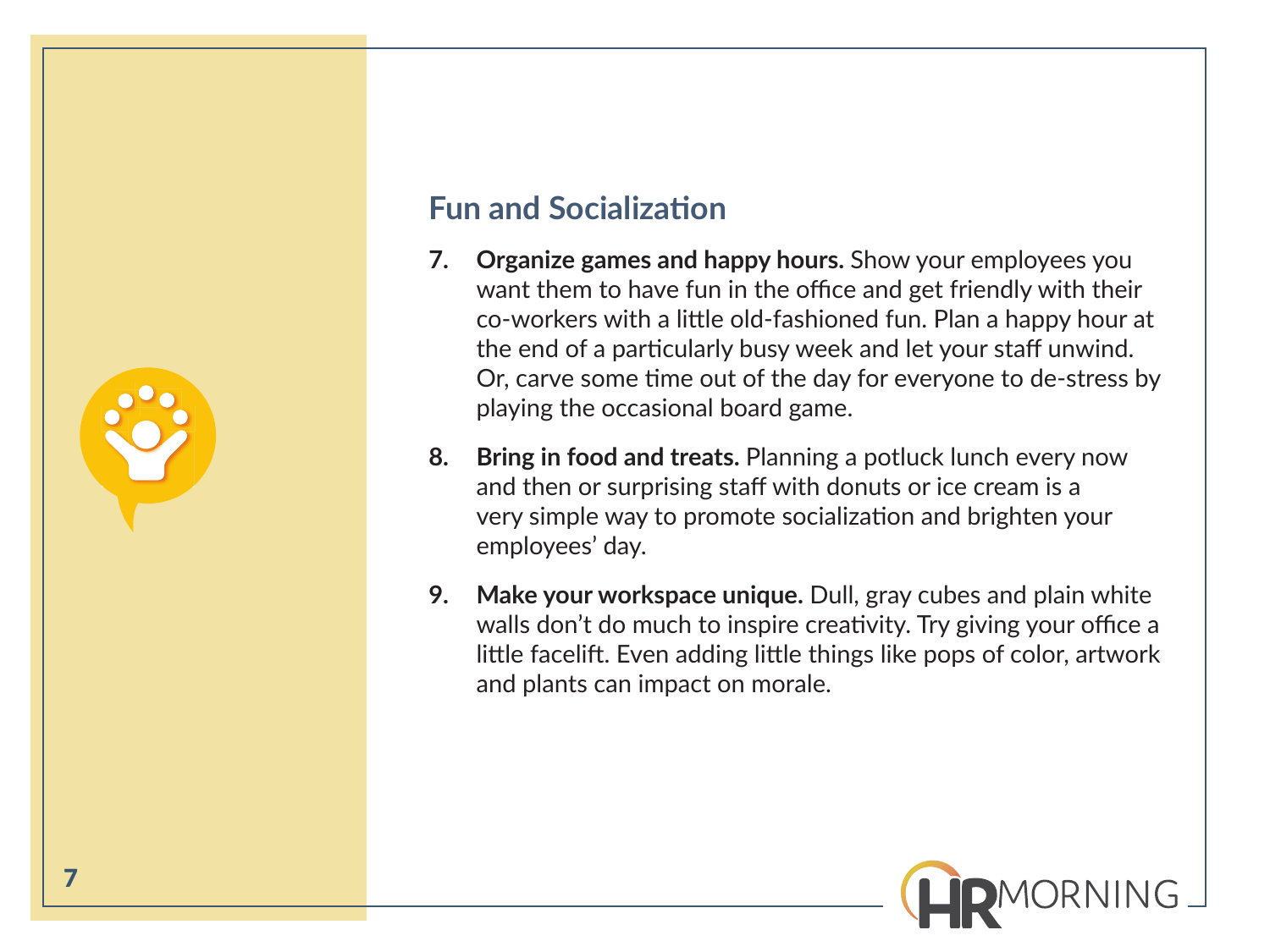## Fun and Socialization

7. **Organize games and happy hours.** Show your employees you want them to have fun in the office and get friendly with their co-workers with a little old-fashioned fun. Plan a happy hour at the end of a particularly busy week and let your staff unwind. Or, carve some time out of the day for everyone to de-stress by playing the occasional board game.

8. **Bring in food and treats.** Planning a potluck lunch every now and then or surprising staff with donuts or ice cream is a very simple way to promote socialization and brighten your employees' day.

9. **Make your workspace unique.** Dull, gray cubes and plain white walls don't do much to inspire creativity. Try giving your office a little facelift. Even adding little things like pops of color, artwork and plants can impact on morale.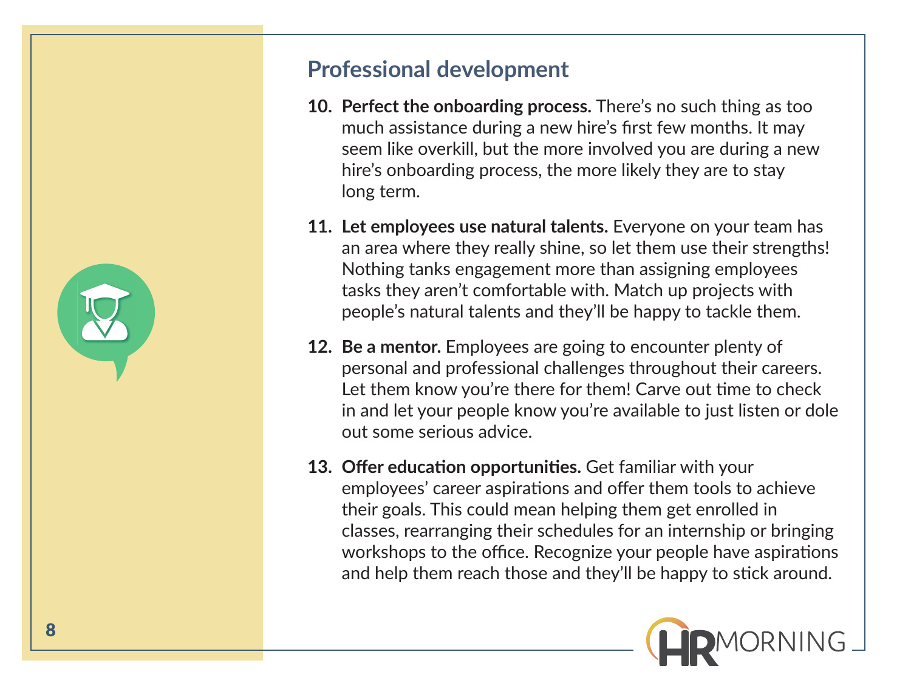## Professional development

10. **Perfect the onboarding process.** There's no such thing as too much assistance during a new hire's first few months. It may seem like overkill, but the more involved you are during a new hire's onboarding process, the more likely they are to stay long term.

11. **Let employees use natural talents.** Everyone on your team has an area where they really shine, so let them use their strengths! Nothing tanks engagement more than assigning employees tasks they aren't comfortable with. Match up projects with people's natural talents and they'll be happy to tackle them.

12. **Be a mentor.** Employees are going to encounter plenty of personal and professional challenges throughout their careers. Let them know you're there for them! Carve out time to check in and let your people know you're available to just listen or dole out some serious advice.

13. **Offer education opportunities.** Get familiar with your employees' career aspirations and offer them tools to achieve their goals. This could mean helping them get enrolled in classes, rearranging their schedules for an internship or bringing workshops to the office. Recognize your people have aspirations and help them reach those and they'll be happy to stick around.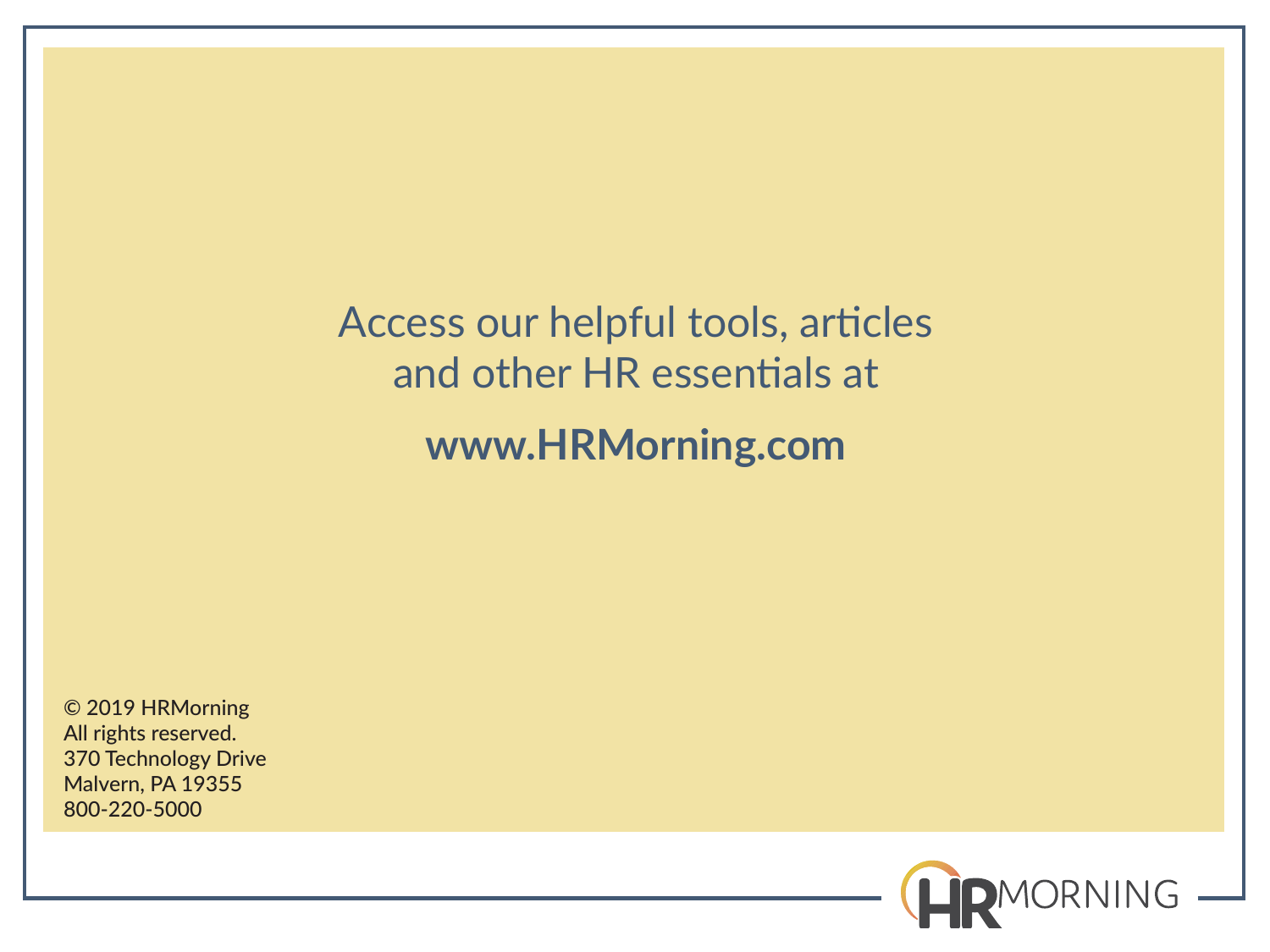Access our helpful tools, articles
and other HR essentials at

**www.HRMorning.com**

© 2019 HRMorning
All rights reserved.
370 Technology Drive
Malvern, PA 19355
800-220-5000

HRMORNING